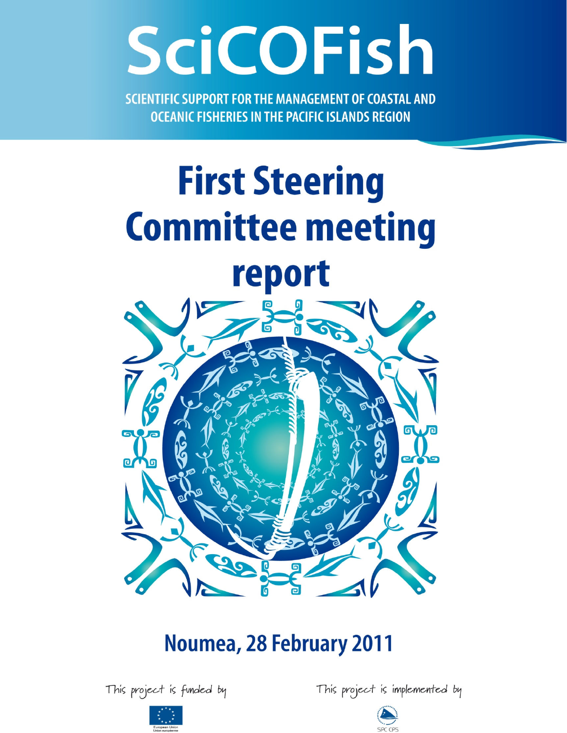# SciCOFish

**SCIENTIFIC SUPPORT FOR THE MANAGEMENT OF COASTAL AND OCEANIC FISHERIES IN THE PACIFIC ISLANDS REGION**

# First Steering Committee meeting report

## Noumea, 28 February 2011

This project is funded by

European Union
Union européenne

This project is implemented by

SPC CPS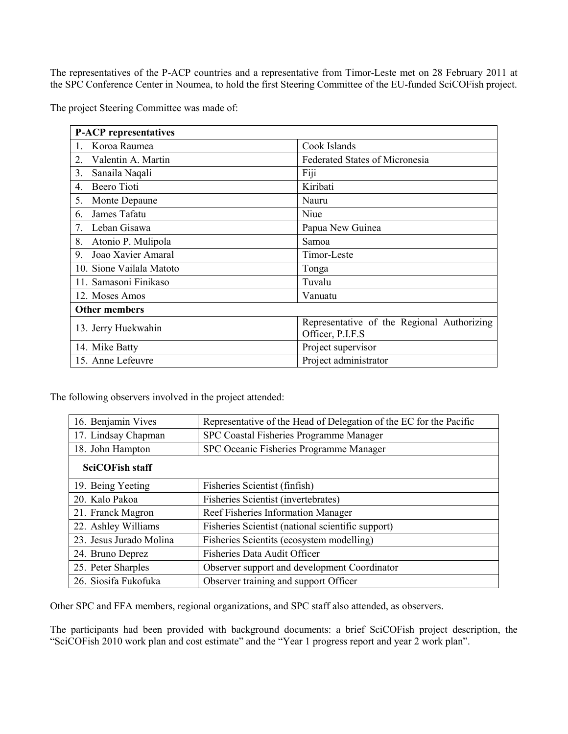The representatives of the P-ACP countries and a representative from Timor-Leste met on 28 February 2011 at the SPC Conference Center in Noumea, to hold the first Steering Committee of the EU-funded SciCOFish project.

The project Steering Committee was made of:

| **P-ACP representatives** | |
|---|---|
| 1. Koroa Raumea | Cook Islands |
| 2. Valentin A. Martin | Federated States of Micronesia |
| 3. Sanaila Naqali | Fiji |
| 4. Beero Tioti | Kiribati |
| 5. Monte Depaune | Nauru |
| 6. James Tafatu | Niue |
| 7. Leban Gisawa | Papua New Guinea |
| 8. Atonio P. Mulipola | Samoa |
| 9. Joao Xavier Amaral | Timor-Leste |
| 10. Sione Vailala Matoto | Tonga |
| 11. Samasoni Finikaso | Tuvalu |
| 12. Moses Amos | Vanuatu |
| **Other members** | |
| 13. Jerry Huekwahin | Representative of the Regional Authorizing Officer, P.I.F.S |
| 14. Mike Batty | Project supervisor |
| 15. Anne Lefeuvre | Project administrator |

The following observers involved in the project attended:

| | |
|---|---|
| 16. Benjamin Vives | Representative of the Head of Delegation of the EC for the Pacific |
| 17. Lindsay Chapman | SPC Coastal Fisheries Programme Manager |
| 18. John Hampton | SPC Oceanic Fisheries Programme Manager |
| **SciCOFish staff** | |
| 19. Being Yeeting | Fisheries Scientist (finfish) |
| 20. Kalo Pakoa | Fisheries Scientist (invertebrates) |
| 21. Franck Magron | Reef Fisheries Information Manager |
| 22. Ashley Williams | Fisheries Scientist (national scientific support) |
| 23. Jesus Jurado Molina | Fisheries Scientits (ecosystem modelling) |
| 24. Bruno Deprez | Fisheries Data Audit Officer |
| 25. Peter Sharples | Observer support and development Coordinator |
| 26. Siosifa Fukofuka | Observer training and support Officer |

Other SPC and FFA members, regional organizations, and SPC staff also attended, as observers.

The participants had been provided with background documents: a brief SciCOFish project description, the "SciCOFish 2010 work plan and cost estimate" and the "Year 1 progress report and year 2 work plan".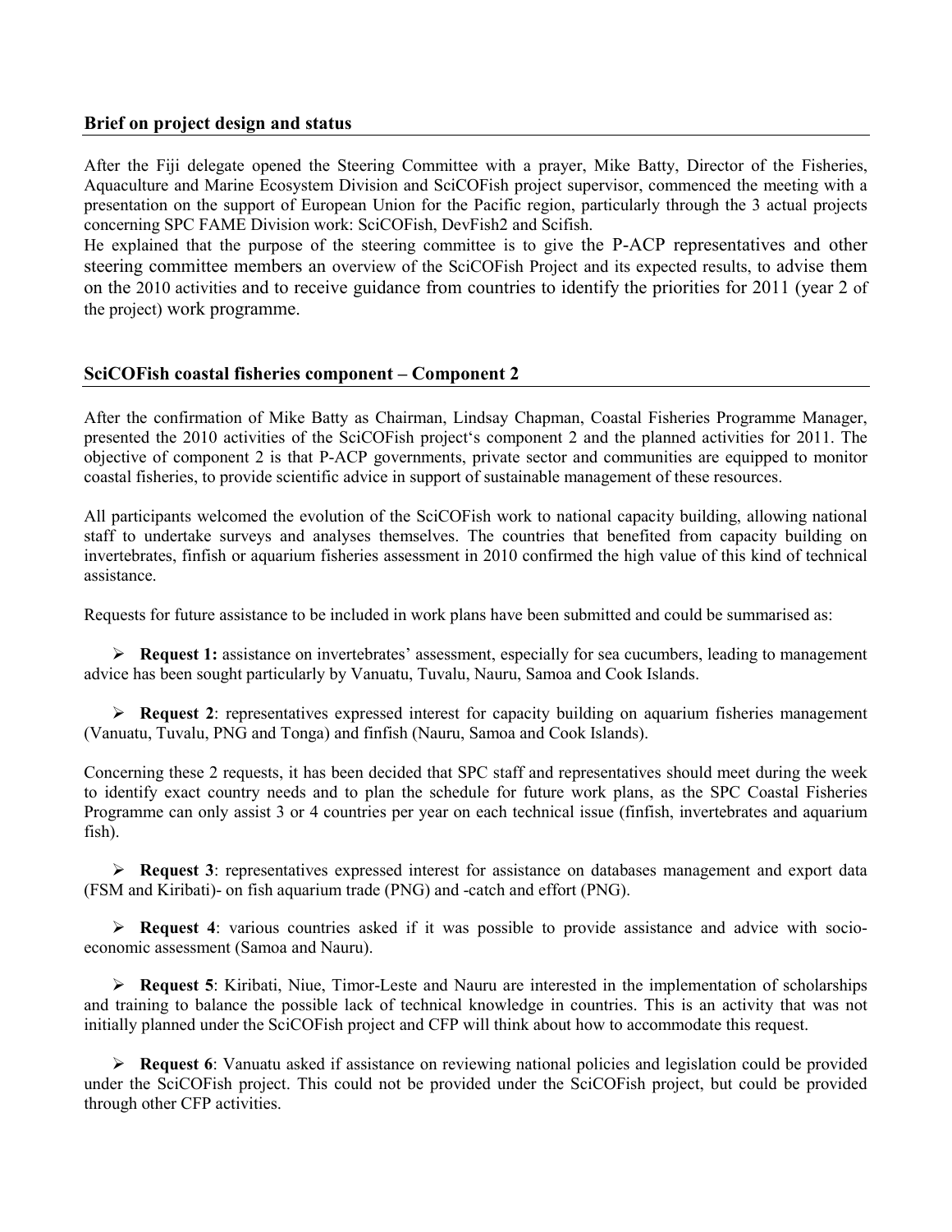## Brief on project design and status

After the Fiji delegate opened the Steering Committee with a prayer, Mike Batty, Director of the Fisheries, Aquaculture and Marine Ecosystem Division and SciCOFish project supervisor, commenced the meeting with a presentation on the support of European Union for the Pacific region, particularly through the 3 actual projects concerning SPC FAME Division work: SciCOFish, DevFish2 and Scifish.

He explained that the purpose of the steering committee is to give the P-ACP representatives and other steering committee members an overview of the SciCOFish Project and its expected results, to advise them on the 2010 activities and to receive guidance from countries to identify the priorities for 2011 (year 2 of the project) work programme.

## SciCOFish coastal fisheries component – Component 2

After the confirmation of Mike Batty as Chairman, Lindsay Chapman, Coastal Fisheries Programme Manager, presented the 2010 activities of the SciCOFish project's component 2 and the planned activities for 2011. The objective of component 2 is that P-ACP governments, private sector and communities are equipped to monitor coastal fisheries, to provide scientific advice in support of sustainable management of these resources.

All participants welcomed the evolution of the SciCOFish work to national capacity building, allowing national staff to undertake surveys and analyses themselves. The countries that benefited from capacity building on invertebrates, finfish or aquarium fisheries assessment in 2010 confirmed the high value of this kind of technical assistance.

Requests for future assistance to be included in work plans have been submitted and could be summarised as:

- **Request 1:** assistance on invertebrates' assessment, especially for sea cucumbers, leading to management advice has been sought particularly by Vanuatu, Tuvalu, Nauru, Samoa and Cook Islands.

- **Request 2**: representatives expressed interest for capacity building on aquarium fisheries management (Vanuatu, Tuvalu, PNG and Tonga) and finfish (Nauru, Samoa and Cook Islands).

Concerning these 2 requests, it has been decided that SPC staff and representatives should meet during the week to identify exact country needs and to plan the schedule for future work plans, as the SPC Coastal Fisheries Programme can only assist 3 or 4 countries per year on each technical issue (finfish, invertebrates and aquarium fish).

- **Request 3**: representatives expressed interest for assistance on databases management and export data (FSM and Kiribati)- on fish aquarium trade (PNG) and -catch and effort (PNG).

- **Request 4**: various countries asked if it was possible to provide assistance and advice with socio-economic assessment (Samoa and Nauru).

- **Request 5**: Kiribati, Niue, Timor-Leste and Nauru are interested in the implementation of scholarships and training to balance the possible lack of technical knowledge in countries. This is an activity that was not initially planned under the SciCOFish project and CFP will think about how to accommodate this request.

- **Request 6**: Vanuatu asked if assistance on reviewing national policies and legislation could be provided under the SciCOFish project. This could not be provided under the SciCOFish project, but could be provided through other CFP activities.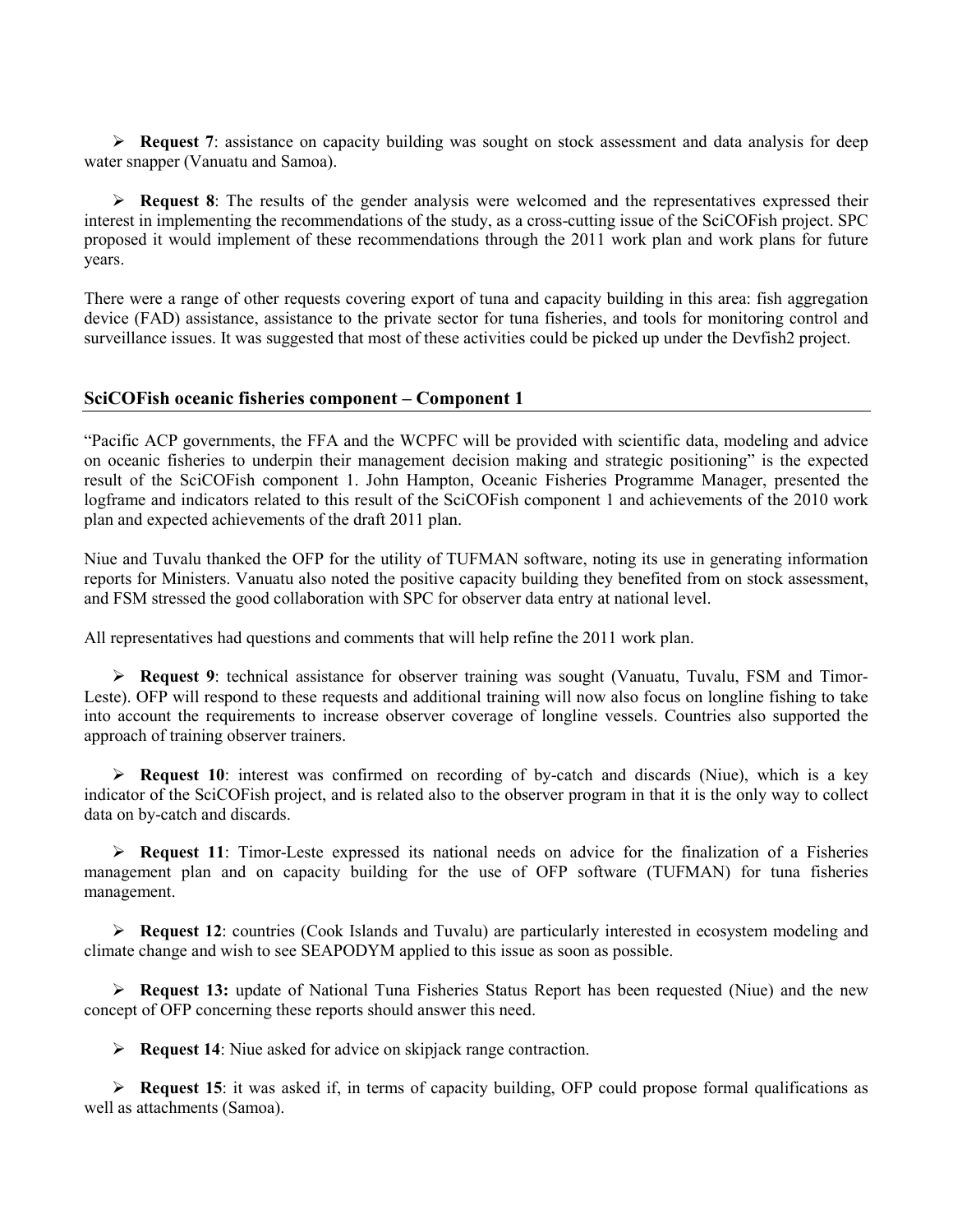- **Request 7**: assistance on capacity building was sought on stock assessment and data analysis for deep water snapper (Vanuatu and Samoa).

- **Request 8**: The results of the gender analysis were welcomed and the representatives expressed their interest in implementing the recommendations of the study, as a cross-cutting issue of the SciCOFish project. SPC proposed it would implement of these recommendations through the 2011 work plan and work plans for future years.

There were a range of other requests covering export of tuna and capacity building in this area: fish aggregation device (FAD) assistance, assistance to the private sector for tuna fisheries, and tools for monitoring control and surveillance issues. It was suggested that most of these activities could be picked up under the Devfish2 project.

## SciCOFish oceanic fisheries component – Component 1

"Pacific ACP governments, the FFA and the WCPFC will be provided with scientific data, modeling and advice on oceanic fisheries to underpin their management decision making and strategic positioning" is the expected result of the SciCOFish component 1. John Hampton, Oceanic Fisheries Programme Manager, presented the logframe and indicators related to this result of the SciCOFish component 1 and achievements of the 2010 work plan and expected achievements of the draft 2011 plan.

Niue and Tuvalu thanked the OFP for the utility of TUFMAN software, noting its use in generating information reports for Ministers. Vanuatu also noted the positive capacity building they benefited from on stock assessment, and FSM stressed the good collaboration with SPC for observer data entry at national level.

All representatives had questions and comments that will help refine the 2011 work plan.

- **Request 9**: technical assistance for observer training was sought (Vanuatu, Tuvalu, FSM and Timor-Leste). OFP will respond to these requests and additional training will now also focus on longline fishing to take into account the requirements to increase observer coverage of longline vessels. Countries also supported the approach of training observer trainers.

- **Request 10**: interest was confirmed on recording of by-catch and discards (Niue), which is a key indicator of the SciCOFish project, and is related also to the observer program in that it is the only way to collect data on by-catch and discards.

- **Request 11**: Timor-Leste expressed its national needs on advice for the finalization of a Fisheries management plan and on capacity building for the use of OFP software (TUFMAN) for tuna fisheries management.

- **Request 12**: countries (Cook Islands and Tuvalu) are particularly interested in ecosystem modeling and climate change and wish to see SEAPODYM applied to this issue as soon as possible.

- **Request 13:** update of National Tuna Fisheries Status Report has been requested (Niue) and the new concept of OFP concerning these reports should answer this need.

- **Request 14**: Niue asked for advice on skipjack range contraction.

- **Request 15**: it was asked if, in terms of capacity building, OFP could propose formal qualifications as well as attachments (Samoa).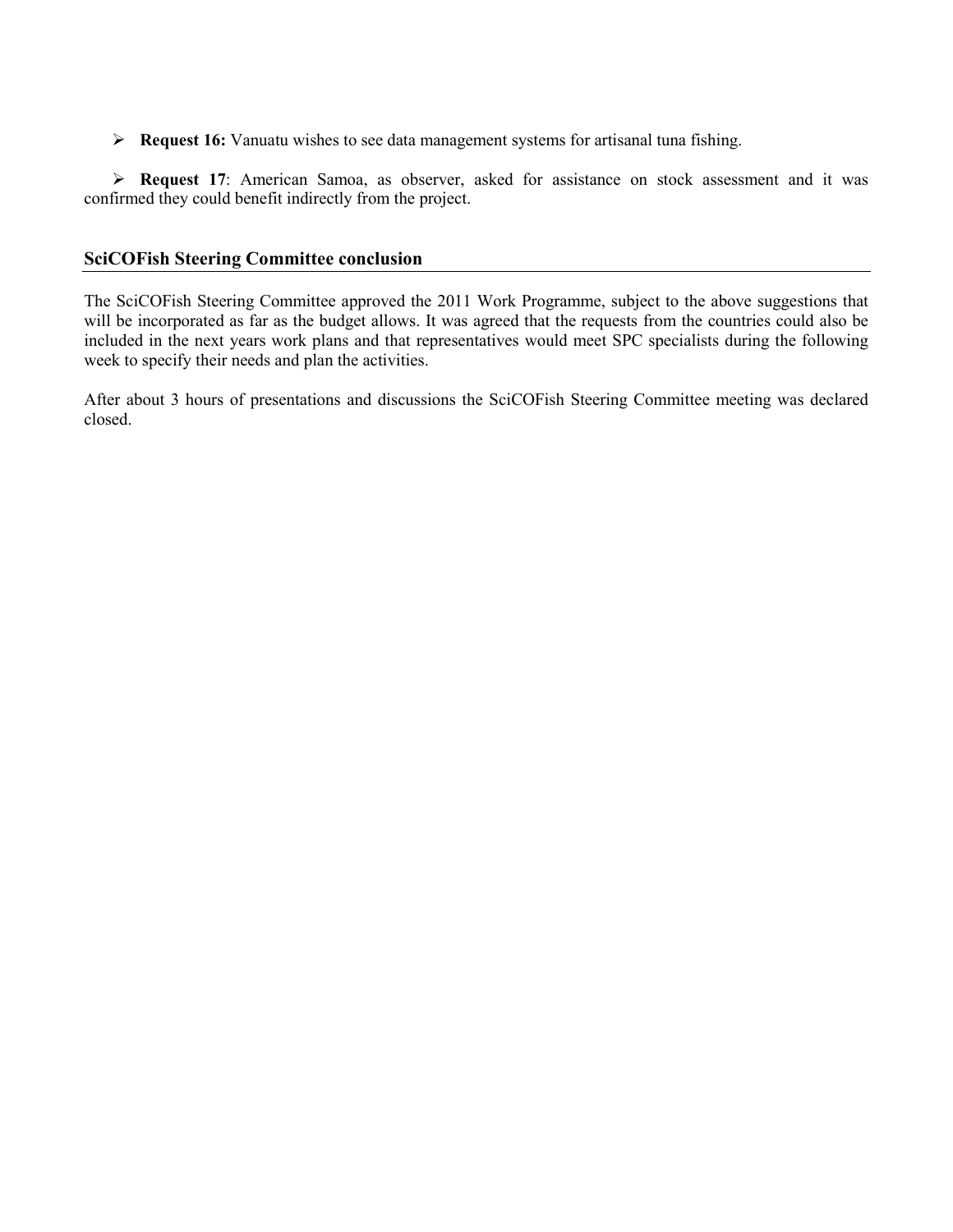- **Request 16:** Vanuatu wishes to see data management systems for artisanal tuna fishing.

- **Request 17**: American Samoa, as observer, asked for assistance on stock assessment and it was confirmed they could benefit indirectly from the project.

## SciCOFish Steering Committee conclusion

The SciCOFish Steering Committee approved the 2011 Work Programme, subject to the above suggestions that will be incorporated as far as the budget allows. It was agreed that the requests from the countries could also be included in the next years work plans and that representatives would meet SPC specialists during the following week to specify their needs and plan the activities.

After about 3 hours of presentations and discussions the SciCOFish Steering Committee meeting was declared closed.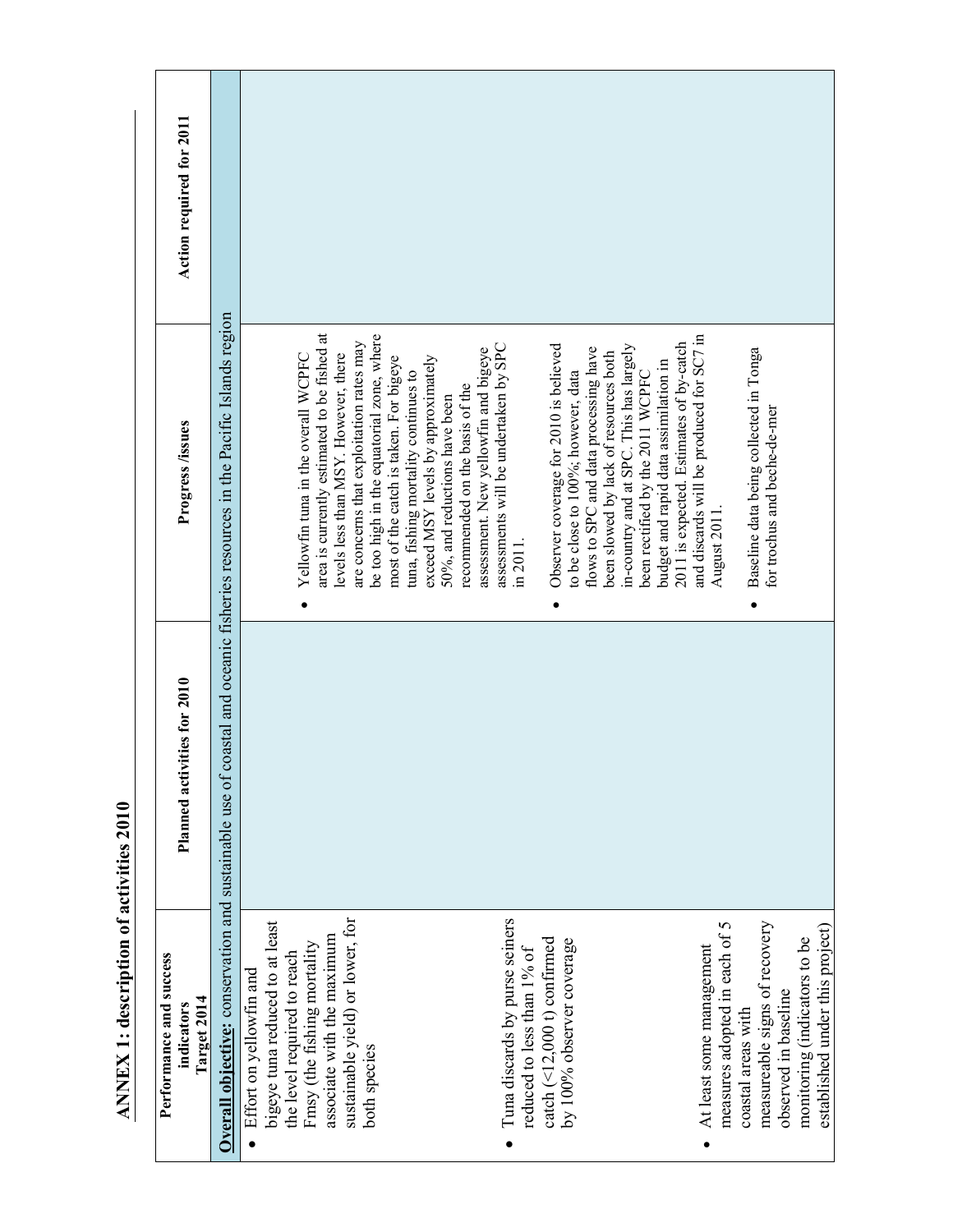# ANNEX 1: description of activities 2010

| Performance and success indicators Target 2014 | Planned activities for 2010 | Progress /issues | Action required for 2011 |
|---|---|---|---|
| **Overall objective:** conservation and sustainable use of coastal and oceanic fisheries resources in the Pacific Islands region | | | |
| • Effort on yellowfin and bigeye tuna reduced to at least the level required to reach Fmsy (the fishing mortality associate with the maximum sustainable yield) or lower, for both species | | • Yellowfin tuna in the overall WCPFC area is currently estimated to be fished at levels less than MSY. However, there are concerns that exploitation rates may be too high in the equatorial zone, where most of the catch is taken. For bigeye tuna, fishing mortality continues to exceed MSY levels by approximately 50%, and reductions have been recommended on the basis of the assessment. New yellowfin and bigeye assessments will be undertaken by SPC in 2011. | |
| • Tuna discards by purse seiners reduced to less than 1% of catch (<12,000 t) confirmed by 100% observer coverage | | • Observer coverage for 2010 is believed to be close to 100%; however, data flows to SPC and data processing have been slowed by lack of resources both in-country and at SPC. This has largely been rectified by the 2011 WCPFC budget and rapid data assimilation in 2011 is expected. Estimates of by-catch and discards will be produced for SC7 in August 2011. | |
| • At least some management measures adopted in each of 5 coastal areas with measureable signs of recovery observed in baseline monitoring (indicators to be established under this project) | | • Baseline data being collected in Tonga for trochus and beche-de-mer | |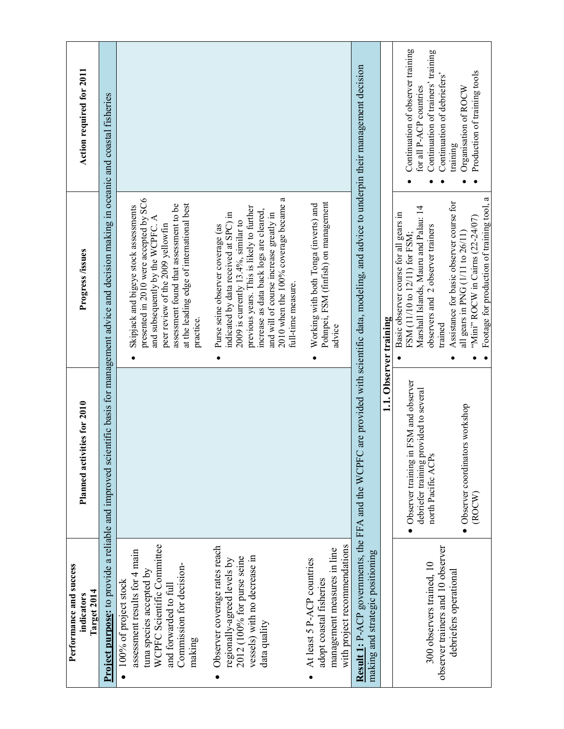| Performance and success indicators Target 2014 | Planned activities for 2010 | Progress /issues | Action required for 2011 |
|---|---|---|---|
| **Project purpose**: to provide a reliable and improved scientific basis for management advice and decision making in oceanic and coastal fisheries | | | |
| • 100% of project stock assessment results for 4 main tuna species accepted by WCPFC Scientific Committee and forwarded to full Commission for decision-making | | • Skipjack and bigeye stock assessments presented in 2010 were accepted by SC6 and subsequently by the WCPFC. A peer review of the 2009 yellowfin assessment found that assessment to be at the leading edge of international best practice. | |
| • Observer coverage rates reach regionally-agreed levels by 2012 (100% for purse seine vessels) with no decrease in data quality | | • Purse seine observer coverage (as indicated by data received at SPC) in 2009 is currently 13.4%, similar to previous years. This is likely to further increase as data back logs are cleared, and will of course increase greatly in 2010 when the 100% coverage became a full-time measure. | |
| • At least 5 P-ACP countries adopt coastal fisheries management measures in line with project recommendations | | • Working with both Tonga (inverts) and Pohnpei, FSM (finfish) on management advice | |
| **Result 1:** P-ACP governments, the FFA and the WCPFC are provided with scientific data, modeling, and advice to underpin their management decision making and strategic positioning | | | |
| | **1.1. Observer training** | | |
| 300 observers trained, 10 observer trainers and 10 observer debriefers operational | • Observer training in FSM and observer debriefer training provided to several north Pacific ACPs<br><br>• Observer coordinators workshop (ROCW) | • Basic observer course for all gears in FSM (11/10 to 12/11) for FSM; Marshall Islands, Mauru and Palau: 14 observers and 2 observer trainers trained<br>• Assistance for basic observer course for all gears in PNG (1/11 to 26/11)<br>• "Mini" ROCW in Cairns (22-24/07)<br>• Footage for production of training tool, a | • Continuation of observer training for all P-ACP countries<br>• Continuation of trainers' training<br>• Continuation of debriefers' training<br>• Organisation of ROCW<br>• Production of training tools |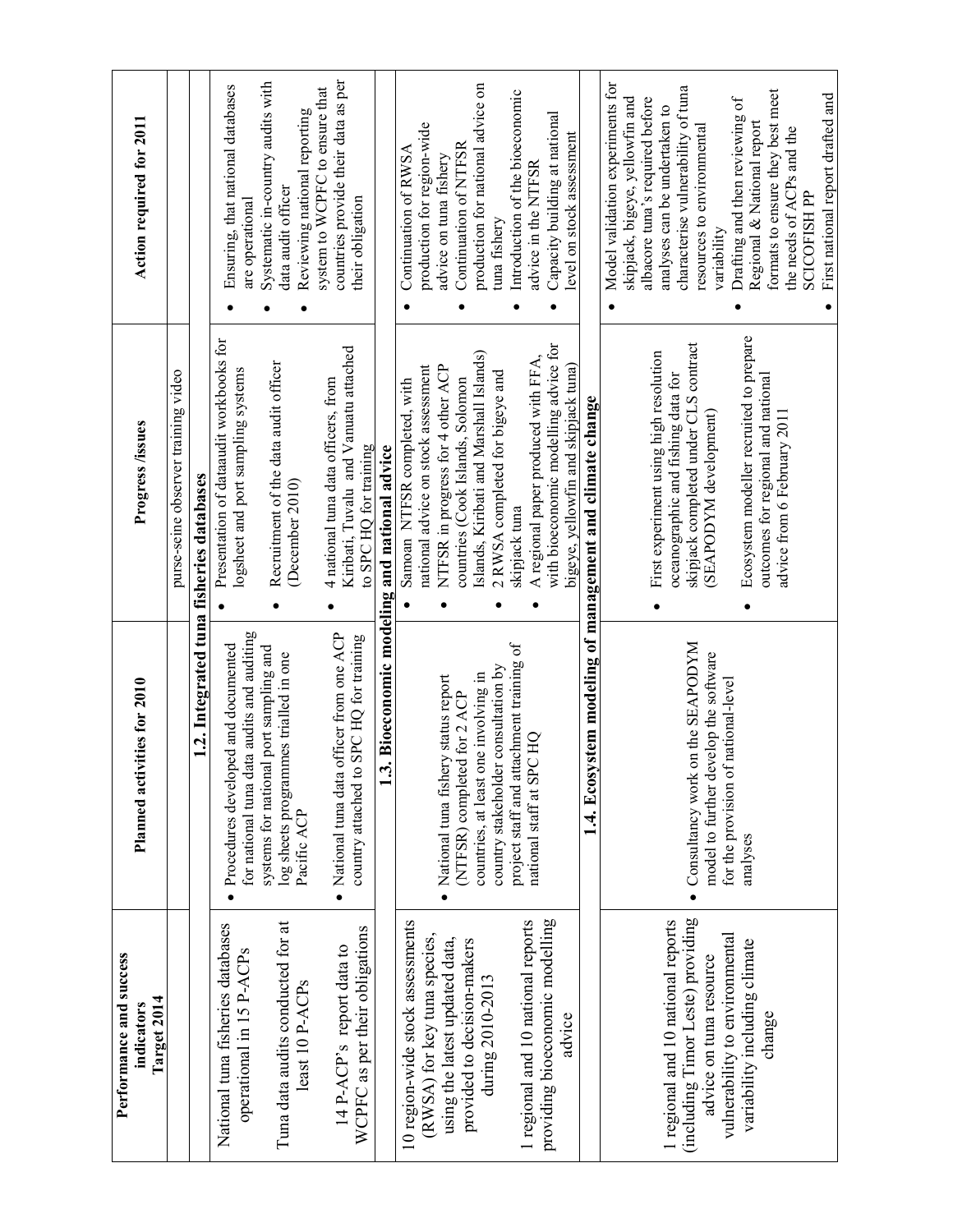| Performance and success indicators Target 2014 | Planned activities for 2010 | Progress /issues | Action required for 2011 |
|---|---|---|---|
| | | purse-seine observer training video | |
| **1.2. Integrated tuna fisheries databases** | | | |
| National tuna fisheries databases operational in 15 P-ACPs<br><br>Tuna data audits conducted for at least 10 P-ACPs<br><br>14 P-ACP's report data to WCPFC as per their obligations | • Procedures developed and documented for national tuna data audits and auditing systems for national port sampling and log sheets programmes trialled in one Pacific ACP<br><br>• National tuna data officer from one ACP country attached to SPC HQ for training | • Presentation of dataaudit workbooks for logsheet and port sampling systems<br><br>• Recruitment of the data audit officer (December 2010)<br><br>• 4 national tuna data officers, from Kiribati, Tuvalu and Vanuatu attached to SPC HQ for training | • Ensuring, that national databases are operational<br>• Systematic in-country audits with data audit officer<br>• Reviewing national reporting system to WCPFC to ensure that countries provide their data as per their obligation |
| **1.3. Bioeconomic modeling and national advice** | | | |
| 10 region-wide stock assessments (RWSA) for key tuna species, using the latest updated data, provided to decision-makers during 2010-2013<br><br>1 regional and 10 national reports providing bioeconomic modelling advice | • National tuna fishery status report (NTFSR) completed for 2 ACP countries, at least one involving in country stakeholder consultation by project staff and attachment training of national staff at SPC HQ | • Samoan NTFSR completed, with national advice on stock assessment<br>• NTFSR in progress for 4 other ACP countries (Cook Islands, Solomon Islands, Kiribati and Marshall Islands)<br>• 2 RWSA completed for bigeye and skipjack tuna<br>• A regional paper produced with FFA, with bioeconomic modelling advice for bigeye, yellowfin and skipjack tuna) | • Continuation of RWSA production for region-wide advice on tuna fishery<br>• Continuation of NTFSR production for national advice on tuna fishery<br>• Introduction of the bioeconomic advice in the NTFSR<br>• Capacity building at national level on stock assessment |
| **1.4. Ecosystem modeling of management and climate change** | | | |
| 1 regional and 10 national reports (including Timor Leste) providing advice on tuna resource vulnerability to environmental variability including climate change | • Consultancy work on the SEAPODYM model to further develop the software for the provision of national-level analyses | • First experiment using high resolution oceanographic and fishing data for skipjack completed under CLS contract (SEAPODYM development)<br><br>• Ecosystem modeller recruited to prepare outcomes for regional and national advice from 6 February 2011 | • Model validation experiments for skipjack, bigeye, yellowfin and albacore tuna's required before analyses can be undertaken to characterise vulnerability of tuna resources to environmental variability<br>• Drafting and then reviewing of Regional & National report formats to ensure they best meet the needs of ACPs and the SCICOFISH PP<br>• First national report drafted and |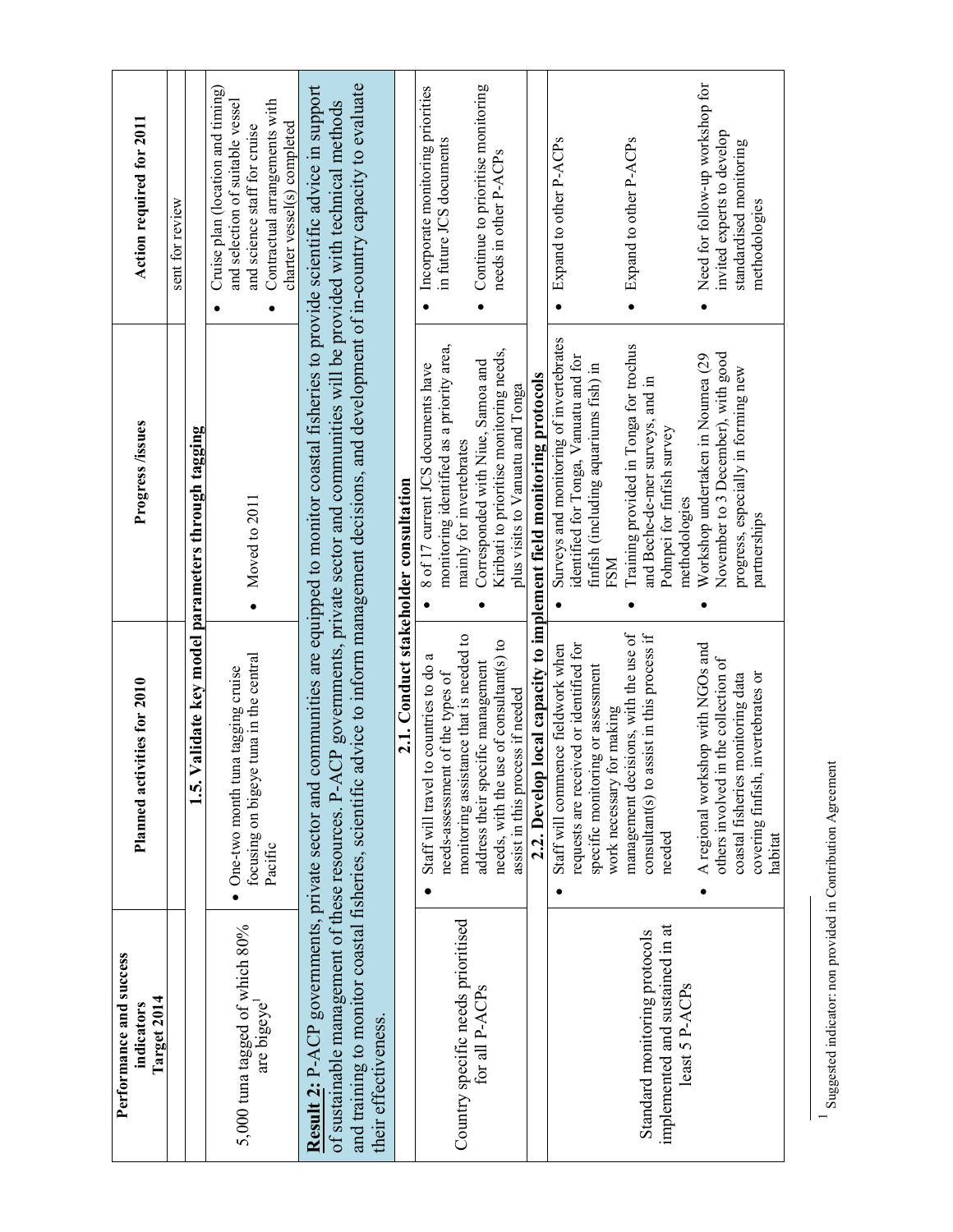| Performance and success indicators Target 2014 | Planned activities for 2010 | Progress /issues | Action required for 2011 |
|---|---|---|---|
| | | | sent for review |
| **1.5. Validate key model parameters through tagging** | | | |
| 5,000 tuna tagged of which 80% are bigeye[1] | • One-two month tuna tagging cruise focusing on bigeye tuna in the central Pacific | • Moved to 2011 | • Cruise plan (location and timing) and selection of suitable vessel and science staff for cruise<br>• Contractual arrangements with charter vessel(s) completed |
| **Result 2:** P-ACP governments, private sector and communities are equipped to monitor coastal fisheries to provide scientific advice in support of sustainable management of these resources. P-ACP governments, private sector and communities will be provided with technical methods and training to monitor coastal fisheries, scientific advice to inform management decisions, and development of in-country capacity to evaluate their effectiveness. | | | |
| **2.1. Conduct stakeholder consultation** | | | |
| Country specific needs prioritised for all P-ACPs | • Staff will travel to countries to do a needs-assessment of the types of monitoring assistance that is needed to address their specific management needs, with the use of consultant(s) to assist in this process if needed | • 8 of 17 current JCS documents have monitoring identified as a priority area, mainly for invertebrates<br>• Corresponded with Niue, Samoa and Kiribati to prioritise monitoring needs, plus visits to Vanuatu and Tonga | • Incorporate monitoring priorities in future JCS documents<br>• Continue to prioritise monitoring needs in other P-ACPs |
| **2.2. Develop local capacity to implement field monitoring protocols** | | | |
| Standard monitoring protocols implemented and sustained in at least 5 P-ACPs | • Staff will commence fieldwork when requests are received or identified for specific monitoring or assessment work necessary for making management decisions, with the use of consultant(s) to assist in this process if needed<br>• A regional workshop with NGOs and others involved in the collection of coastal fisheries monitoring data covering finfish, invertebrates or habitat | • Surveys and monitoring of invertebrates identified for Tonga, Vanuatu and for finfish (including aquariums fish) in FSM<br>• Training provided in Tonga for trochus and Beche-de-mer surveys, and in Pohnpei for finfish survey methodologies<br>• Workshop undertaken in Noumea (29 November to 3 December), with good progress, especially in forming new partnerships | • Expand to other P-ACPs<br>• Expand to other P-ACPs<br>• Need for follow-up workshop for invited experts to develop standardised monitoring methodologies |

[1] Suggested indicator; non provided in Contribution Agreement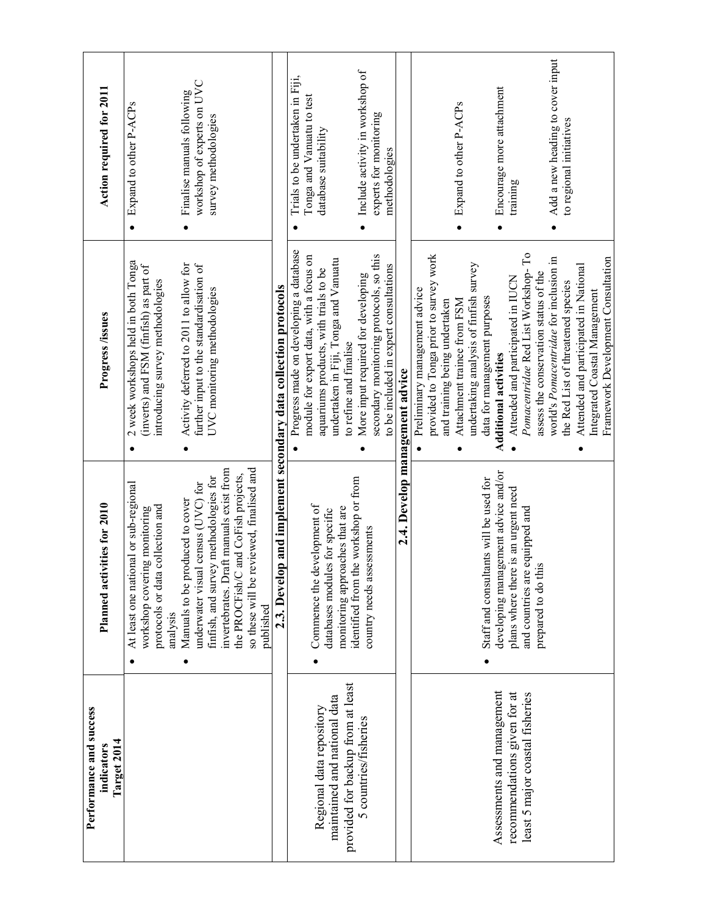| Performance and success indicators Target 2014 | Planned activities for 2010 | Progress /issues | Action required for 2011 |
|---|---|---|---|
| | • At least one national or sub-regional workshop covering monitoring protocols or data collection and analysis<br>• Manuals to be produced to cover underwater visual census (UVC) for finfish, and survey methodologies for invertebrates. Draft manuals exist from the PROCFish/C and CoFish projects, so these will be reviewed, finalised and published | • 2 week workshops held in both Tonga (inverts) and FSM (finfish) as part of introducing survey methodologies<br>• Activity deferred to 2011 to allow for further input to the standardisation of UVC monitoring methodologies | • Expand to other P-ACPs<br>• Finalise manuals following workshop of experts on UVC survey methodologies |
| **2.3. Develop and implement secondary data collection protocols** | | | |
| Regional data repository maintained and national data provided for backup from at least 5 countries/fisheries | • Commence the development of databases modules for specific monitoring approaches that are identified from the workshop or from country needs assessments | • Progress made on developing a database module for export data, with a focus on aquariums products, with trials to be undertaken in Fiji, Tonga and Vanuatu to refine and finalise<br>• More input required for developing secondary monitoring protocols, so this to be included in expert consultations | • Trials to be undertaken in Fiji, Tonga and Vanuatu to test database suitability<br>• Include activity in workshop of experts for monitoring methodologies |
| **2.4. Develop management advice** | | | |
| Assessments and management recommendations given for at least 5 major coastal fisheries | • Staff and consultants will be used for developing management advice and/or plans where there is an urgent need and countries are equipped and prepared to do this | • Preliminary management advice provided to Tonga prior to survey work and training being undertaken<br>• Attachment trainee from FSM undertaking analysis of finfish survey data for management purposes<br>**Additional activities**<br>• Attended and participated in IUCN *Pomacentridae* Red List Workshop- To assess the conservation status of the world's *Pomacentridae* for inclusion in the Red List of threatened species<br>• Attended and participated in National Integrated Coastal Management Framework Development Consultation | • Expand to other P-ACPs<br>• Encourage more attachment training<br>• Add a new heading to cover input to regional initiatives |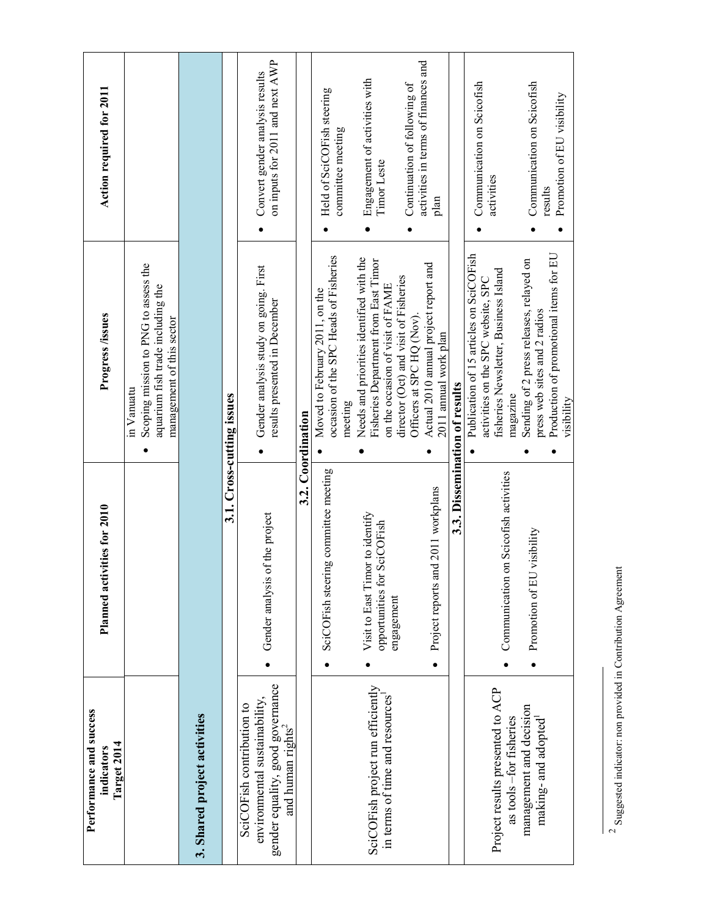| Performance and success indicators Target 2014 | Planned activities for 2010 | Progress /issues | Action required for 2011 |
|---|---|---|---|
| | | in Vanuatu<br>• Scoping mission to PNG to assess the aquarium fish trade including the management of this sector | |
| **3. Shared project activities** | | | |
| **3.1. Cross-cutting issues** | | | |
| SciCOFish contribution to environmental sustainability, gender equality, good governance and human rights[2] | • Gender analysis of the project | • Gender analysis study on going. First results presented in December | • Convert gender analysis results on inputs for 2011 and next AWP |
| **3.2. Coordination** | | | |
| SciCOFish project run efficiently in terms of time and resources[1] | • SciCOFish steering committee meeting<br>• Visit to East Timor to identify opportunities for SciCOFish engagement<br>• Project reports and 2011 workplans | • Moved to February 2011, on the occasion of the SPC Heads of Fisheries meeting<br>• Needs and priorities identified with the Fisheries Department from East Timor on the occasion of visit of FAME director (Oct) and visit of Fisheries Officers at SPC HQ (Nov).<br>• Actual 2010 annual project report and 2011 annual work plan | • Held of SciCOFish steering committee meeting<br>• Engagement of activities with Timor Leste<br>• Continuation of following of activities in terms of finances and plan |
| **3.3. Dissemination of results** | | | |
| Project results presented to ACP as tools –for fisheries management and decision making- and adopted[1] | • Communication on Scicofish activities<br>• Promotion of EU visibility | • Publication of 15 articles on SciCOFish activities on the SPC website, SPC fisheries Newsletter, Business Island magazine<br>• Sending of 2 press releases, relayed on press web sites and 2 radios<br>• Production of promotional items for EU visibility | • Communication on Scicofish activities<br>• Communication on Scicofish results<br>• Promotion of EU visibility |

[2] Suggested indicator: non provided in Contribution Agreement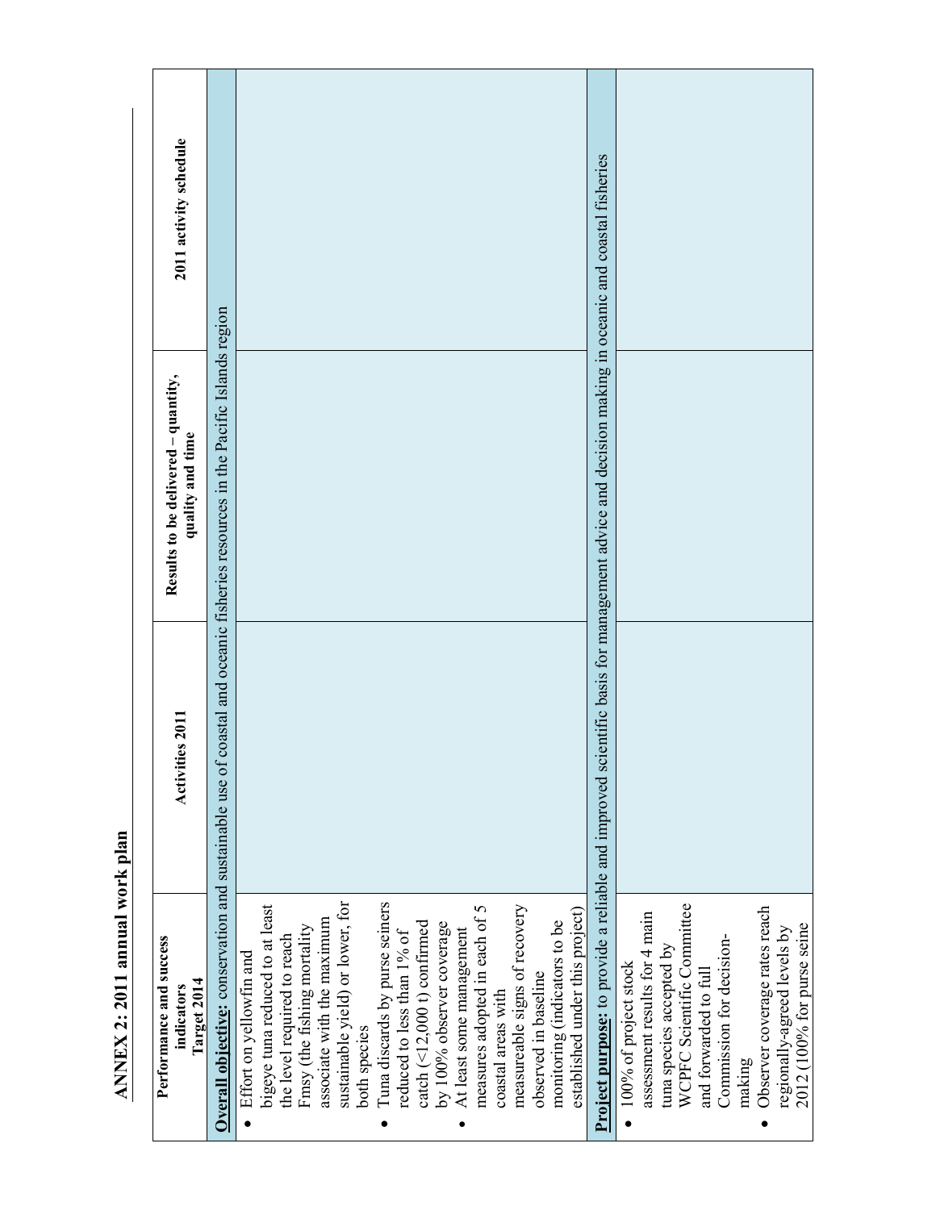## ANNEX 2: 2011 annual work plan

| Performance and success indicators Target 2014 | Activities 2011 | Results to be delivered – quantity, quality and time | 2011 activity schedule |
|---|---|---|---|
| **Overall objective:** conservation and sustainable use of coastal and oceanic fisheries resources in the Pacific Islands region | | | |
| • Effort on yellowfin and bigeye tuna reduced to at least the level required to reach Fmsy (the fishing mortality associate with the maximum sustainable yield) or lower, for both species<br>• Tuna discards by purse seiners reduced to less than 1% of catch (<12,000 t) confirmed by 100% observer coverage<br>• At least some management measures adopted in each of 5 coastal areas with measureable signs of recovery observed in baseline monitoring (indicators to be established under this project) | | | |
| **Project purpose:** to provide a reliable and improved scientific basis for management advice and decision making in oceanic and coastal fisheries | | | |
| • 100% of project stock assessment results for 4 main tuna species accepted by WCPFC Scientific Committee and forwarded to full Commission for decision-making<br>• Observer coverage rates reach regionally-agreed levels by 2012 (100% for purse seine | | | |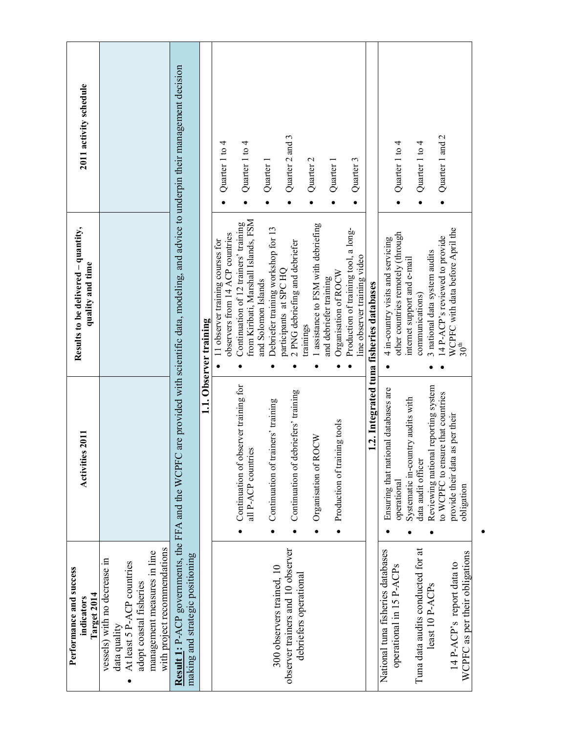| Performance and success indicators Target 2014 | Activities 2011 | Results to be delivered – quantity, quality and time | 2011 activity schedule |
|---|---|---|---|
| vessels) with no decrease in data quality<br>• At least 5 P-ACP countries adopt coastal fisheries management measures in line with project recommendations | | | |
| **Result 1:** P-ACP governments, the FFA and the WCPFC are provided with scientific data, modeling, and advice to underpin their management decision making and strategic positioning | | | |
| **1.1. Observer training** | | | |
| 300 observers trained, 10 observer trainers and 10 observer debriefers operational | • Continuation of observer training for all P-ACP countries<br>• Continuation of trainers' training<br>• Continuation of debriefers' training<br>• Organisation of ROCW<br>• Production of training tools | • 11 observer training courses for observers from 14 ACP countries<br>• Continuation of 12 trainers' training from Kiribati, Marshall Islands, FSM and Solomon Islands<br>• Debriefer training workshop for 13 participants at SPC HQ<br>• 2 PNG debriefing and debriefer trainings<br>• 1 assistance to FSM with debriefing and debriefer training<br>• Organisation of ROCW<br>• Production of training tool, a long-line observer training video | • Quarter 1 to 4<br>• Quarter 1 to 4<br>• Quarter 1<br>• Quarter 2 and 3<br>• Quarter 2<br>• Quarter 1<br>• Quarter 3 |
| **1.2. Integrated tuna fisheries databases** | | | |
| National tuna fisheries databases operational in 15 P-ACPs<br><br>Tuna data audits conducted for at least 10 P-ACPs<br><br>14 P-ACP's report data to WCPFC as per their obligations | • Ensuring that national databases are operational<br>• Systematic in-country audits with data audit officer<br>• Reviewing national reporting system to WCPFC to ensure that countries provide their data as per their obligation | • 4 in-country visits and servicing other countries remotely (through internet support and e-mail communications)<br>• 3 national data system audits<br>• 14 P-ACP's reviewed to provide WCPFC with data before April the 30th | • Quarter 1 to 4<br>• Quarter 1 to 4<br>• Quarter 1 and 2 |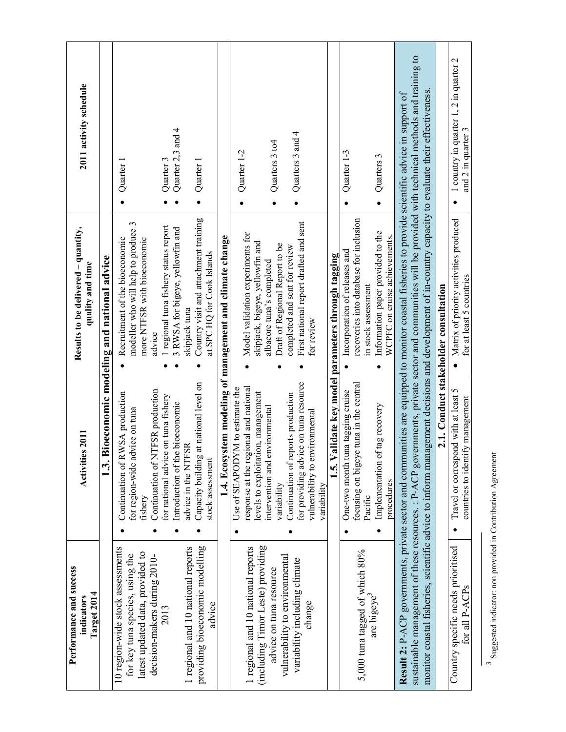| Performance and success indicators Target 2014 | Activities 2011 | Results to be delivered – quantity, quality and time | 2011 activity schedule |
|---|---|---|---|
| **1.3. Bioeconomic modeling and national advice** | | | |
| 10 region-wide stock assessments for key tuna species, using the latest updated data, provided to decision-makers during 2010-2013<br><br>1 regional and 10 national reports providing bioeconomic modelling advice | • Continuation of RWSA production for region-wide advice on tuna fishery<br>• Continuation of NTFSR production for national advice on tuna fishery<br>• Introduction of the bioeconomic advice in the NTFSR<br>• Capacity building at national level on stock assessment | • Recruitment of the bioeconomic modeller who will help to produce 3 more NTFSR with bioeconomic advice<br>• 1 regional tuna fishery status report<br>• 3 RWSA for bigeye, yellowfin and skipjack tuna<br>• Country visit and attachment training at SPC HQ for Cook Islands | • Quarter 1<br><br>• Quarter 3<br>• Quarter 2,3 and 4<br><br>• Quarter 1 |
| **1.4. Ecosystem modeling of management and climate change** | | | |
| 1 regional and 10 national reports (including Timor Leste) providing advice on tuna resource vulnerability to environmental variability including climate change | • Use of SEAPODYM to estimate the response at the regional and national levels to exploitation, management intervention and environmental variability<br>• Continuation of reports production for providing advice on tuna resource vulnerability to environmental variability | • Model validation experiments for skipjack, bigeye, yellowfin and albacore tuna's completed<br>• Draft of Regional Report to be completed and sent for review<br>• First national report drafted and sent for review | • Quarter 1-2<br><br>• Quarters 3 to4<br><br>• Quarters 3 and 4 |
| **1.5. Validate key model parameters through tagging** | | | |
| 5,000 tuna tagged of which 80% are bigeye[3] | • One-two month tuna tagging cruise focusing on bigeye tuna in the central Pacific<br>• Implementation of tag recovery procedures | • Incorporation of releases and recoveries into database for inclusion in stock assessment<br>• Information paper provided to the WCPFC on cruise achievements. | • Quarter 1-3<br><br>• Quarters 3 |
| **Result 2:** P-ACP governments, private sector and communities are equipped to monitor coastal fisheries to provide scientific advice in support of sustainable management of these resources. : P-ACP governments, private sector and communities will be provided with technical methods and training to monitor coastal fisheries, scientific advice to inform management decisions and development of in-country capacity to evaluate their effectiveness. | | | |
| **2.1. Conduct stakeholder consultation** | | | |
| Country specific needs prioritised for all P-ACPs | • Travel or correspond with at least 5 countries to identify management | • Matrix of priority activities produced for at least 5 countries | • 1 country in quarter 1, 2 in quarter 2 and 2 in quarter 3 |

[3] Suggested indicator; non provided in Contribution Agreement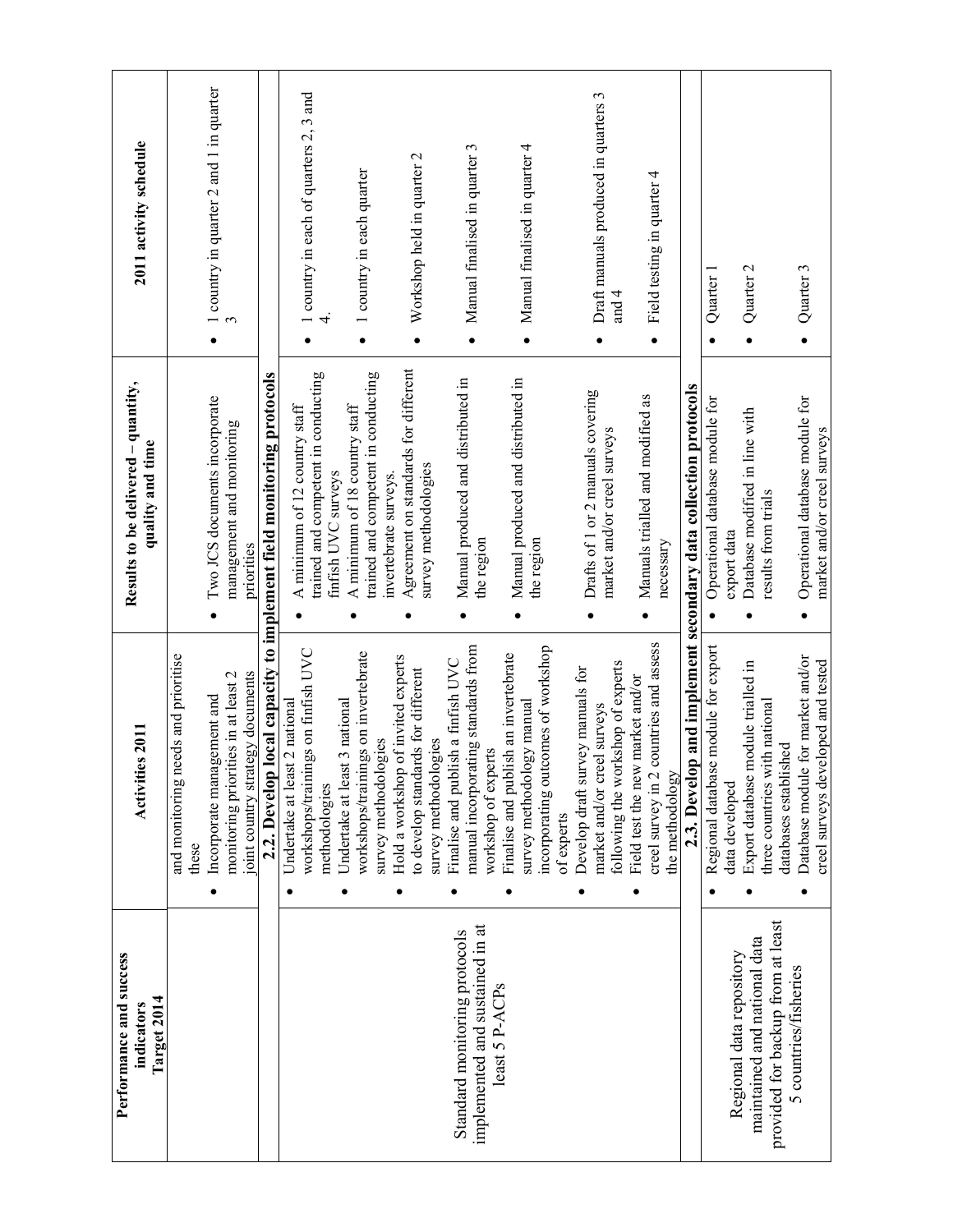| Performance and success indicators Target 2014 | Activities 2011 | Results to be delivered – quantity, quality and time | 2011 activity schedule |
|---|---|---|---|
| | and monitoring needs and prioritise these<br>• Incorporate management and monitoring priorities in at least 2 joint country strategy documents | • Two JCS documents incorporate management and monitoring priorities | • 1 country in quarter 2 and 1 in quarter 3 |
| **2.2. Develop local capacity to implement field monitoring protocols** | | | |
| Standard monitoring protocols implemented and sustained in at least 5 P-ACPs | • Undertake at least 2 national workshops/trainings on finfish UVC methodologies<br>• Undertake at least 3 national workshops/trainings on invertebrate survey methodologies<br>• Hold a workshop of invited experts to develop standards for different survey methodologies<br>• Finalise and publish a finfish UVC manual incorporating standards from workshop of experts<br>• Finalise and publish an invertebrate survey methodology manual incorporating outcomes of workshop of experts<br>• Develop draft survey manuals for market and/or creel surveys following the workshop of experts<br>• Field test the new market and/or creel survey in 2 countries and assess the methodology | • A minimum of 12 country staff trained and competent in conducting finfish UVC surveys<br>• A minimum of 18 country staff trained and competent in conducting invertebrate surveys.<br>• Agreement on standards for different survey methodologies<br>• Manual produced and distributed in the region<br>• Manual produced and distributed in the region<br>• Drafts of 1 or 2 manuals covering market and/or creel surveys<br>• Manuals trialled and modified as necessary | • 1 country in each of quarters 2, 3 and 4.<br>• 1 country in each quarter<br>• Workshop held in quarter 2<br>• Manual finalised in quarter 3<br>• Manual finalised in quarter 4<br>• Draft manuals produced in quarters 3 and 4<br>• Field testing in quarter 4 |
| **2.3. Develop and implement secondary data collection protocols** | | | |
| Regional data repository maintained and national data provided for backup from at least 5 countries/fisheries | • Regional database module for export data developed<br>• Export database module trialled in three countries with national databases established<br>• Database module for market and/or creel surveys developed and tested | • Operational database module for export data<br>• Database modified in line with results from trials<br>• Operational database module for market and/or creel surveys | • Quarter 1<br>• Quarter 2<br>• Quarter 3 |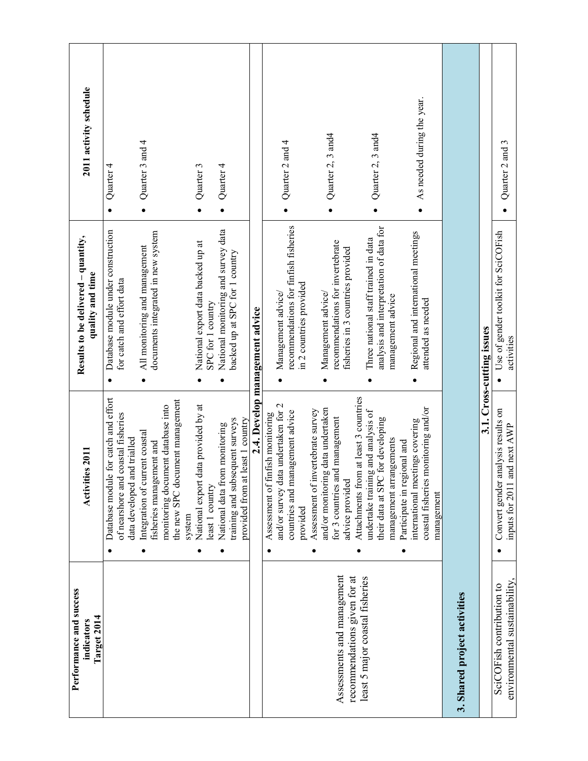| Performance and success indicators Target 2014 | Activities 2011 | Results to be delivered – quantity, quality and time | 2011 activity schedule |
|---|---|---|---|
| | • Database module for catch and effort of nearshore and coastal fisheries data developed and trialled | • Database module under construction for catch and effort data | • Quarter 4 |
| | • Integration of current coastal fisheries management and monitoring document database into the new SPC document management system | • All monitoring and management documents integrated in new system | • Quarter 3 and 4 |
| | • National export data provided by at least 1 country | • National export data backed up at SPC for 1 country | • Quarter 3 |
| | • National data from monitoring training and subsequent surveys provided from at least 1 country | • National monitoring and survey data backed up at SPC for 1 country | • Quarter 4 |
| | **2.4. Develop management advice** | | |
| Assessments and management recommendations given for at least 5 major coastal fisheries | • Assessment of finfish monitoring and/or survey data undertaken for 2 countries and management advice provided | • Management advice/ recommendations for finfish fisheries in 2 countries provided | • Quarter 2 and 4 |
| | • Assessment of invertebrate survey and/or monitoring data undertaken for 3 countries and management advice provided | • Management advice/ recommendations for invertebrate fisheries in 3 countries provided | • Quarter 2, 3 and4 |
| | • Attachments from at least 3 countries undertake training and analysis of their data at SPC for developing management arrangements | • Three national staff trained in data analysis and interpretation of data for management advice | • Quarter 2, 3 and4 |
| | • Participate in regional and international meetings covering coastal fisheries monitoring and/or management | • Regional and international meetings attended as needed | • As needed during the year. |
| **3. Shared project activities** | | | |
| | **3.1. Cross-cutting issues** | | |
| SciCOFish contribution to environmental sustainability, | • Convert gender analysis results on inputs for 2011 and next AWP | • Use of gender toolkit for SciCOFish activities | • Quarter 2 and 3 |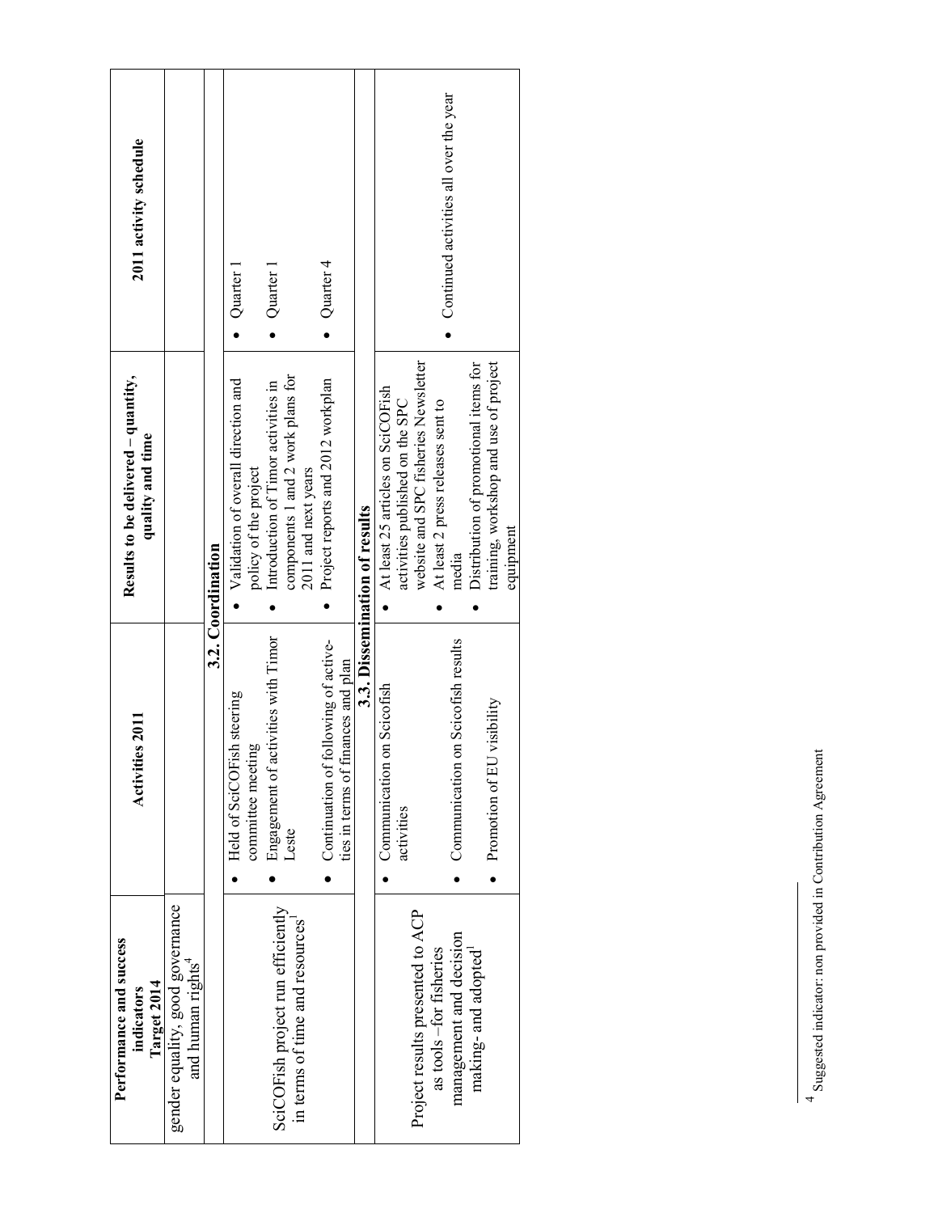| Performance and success indicators Target 2014 | Activities 2011 | Results to be delivered – quantity, quality and time | 2011 activity schedule |
|---|---|---|---|
| gender equality, good governance and human rights[4] | | | |
| **3.2. Coordination** | | | |
| SciCOFish project run efficiently in terms of time and resources[1] | • Held of SciCOFish steering committee meeting<br>• Engagement of activities with Timor Leste<br>• Continuation of following of activeties in terms of finances and plan | • Validation of overall direction and policy of the project<br>• Introduction of Timor activities in components 1 and 2 work plans for 2011 and next years<br>• Project reports and 2012 workplan | • Quarter 1<br>• Quarter 1<br>• Quarter 4 |
| **3.3. Dissemination of results** | | | |
| Project results presented to ACP as tools –for fisheries management and decision making- and adopted[1] | • Communication on Scicofish activities<br>• Communication on Scicofish results<br>• Promotion of EU visibility | • At least 25 articles on SciCOFish activities published on the SPC website and SPC fisheries Newsletter<br>• At least 2 press releases sent to media<br>• Distribution of promotional items for training, workshop and use of project equipment | • Continued activities all over the year |

[4] Suggested indicator; non provided in Contribution Agreement